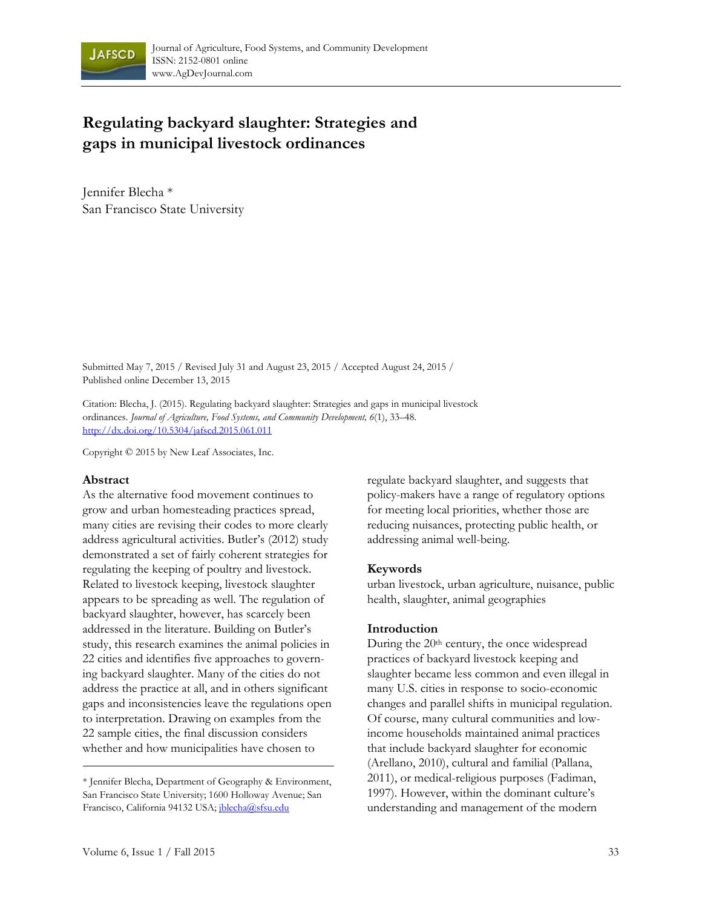# Regulating backyard slaughter: Strategies and gaps in municipal livestock ordinances

Jennifer Blecha *
San Francisco State University

Submitted May 7, 2015 / Revised July 31 and August 23, 2015 / Accepted August 24, 2015 / Published online December 13, 2015

Citation: Blecha, J. (2015). Regulating backyard slaughter: Strategies and gaps in municipal livestock ordinances. *Journal of Agriculture, Food Systems, and Community Development, 6*(1), 33–48. http://dx.doi.org/10.5304/jafscd.2015.061.011

Copyright © 2015 by New Leaf Associates, Inc.

## Abstract

As the alternative food movement continues to grow and urban homesteading practices spread, many cities are revising their codes to more clearly address agricultural activities. Butler's (2012) study demonstrated a set of fairly coherent strategies for regulating the keeping of poultry and livestock. Related to livestock keeping, livestock slaughter appears to be spreading as well. The regulation of backyard slaughter, however, has scarcely been addressed in the literature. Building on Butler's study, this research examines the animal policies in 22 cities and identifies five approaches to governing backyard slaughter. Many of the cities do not address the practice at all, and in others significant gaps and inconsistencies leave the regulations open to interpretation. Drawing on examples from the 22 sample cities, the final discussion considers whether and how municipalities have chosen to regulate backyard slaughter, and suggests that policy-makers have a range of regulatory options for meeting local priorities, whether those are reducing nuisances, protecting public health, or addressing animal well-being.

## Keywords

urban livestock, urban agriculture, nuisance, public health, slaughter, animal geographies

## Introduction

During the 20th century, the once widespread practices of backyard livestock keeping and slaughter became less common and even illegal in many U.S. cities in response to socio-economic changes and parallel shifts in municipal regulation. Of course, many cultural communities and low-income households maintained animal practices that include backyard slaughter for economic (Arellano, 2010), cultural and familial (Pallana, 2011), or medical-religious purposes (Fadiman, 1997). However, within the dominant culture's understanding and management of the modern

* Jennifer Blecha, Department of Geography & Environment, San Francisco State University; 1600 Holloway Avenue; San Francisco, California 94132 USA; jblecha@sfsu.edu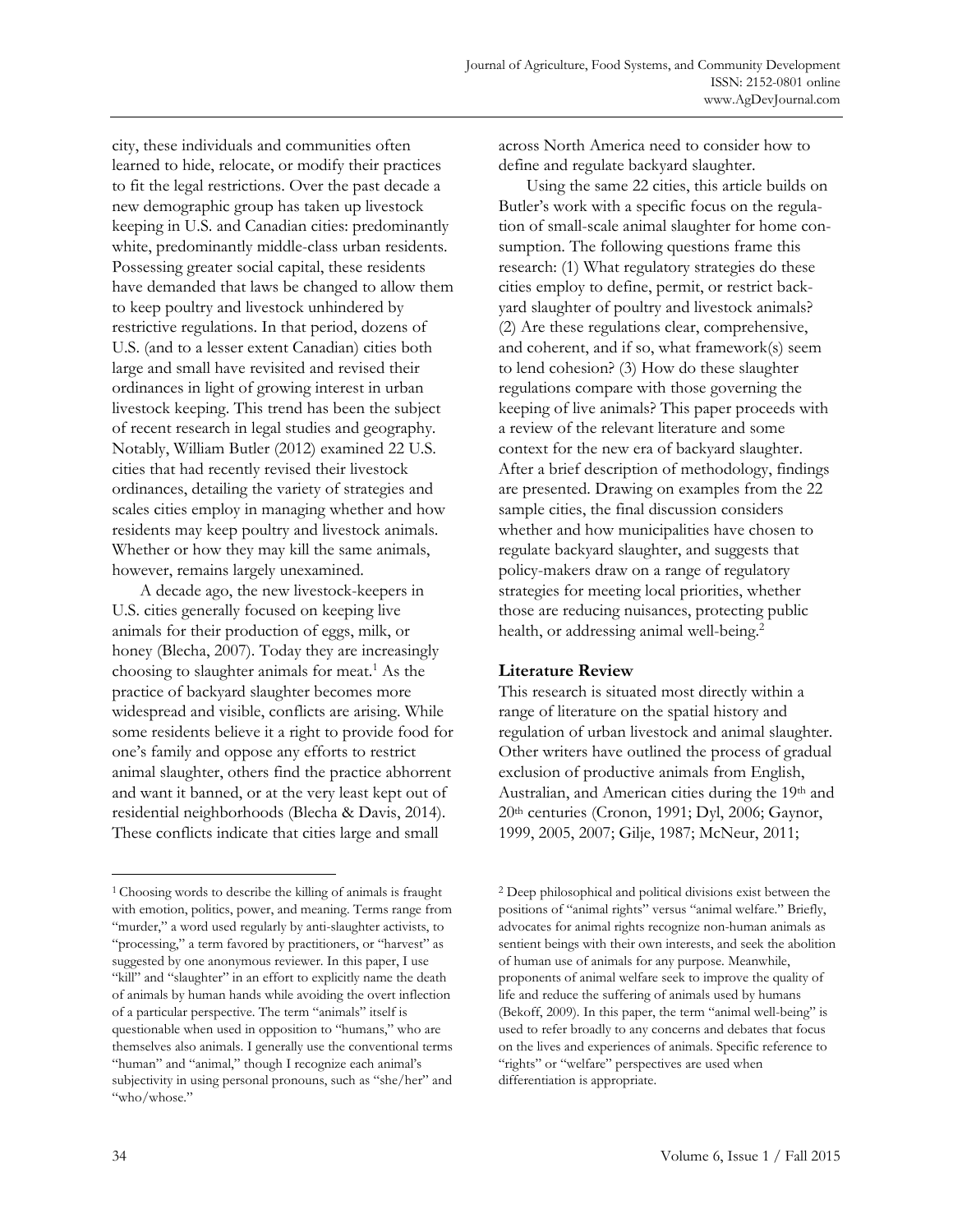city, these individuals and communities often learned to hide, relocate, or modify their practices to fit the legal restrictions. Over the past decade a new demographic group has taken up livestock keeping in U.S. and Canadian cities: predominantly white, predominantly middle-class urban residents. Possessing greater social capital, these residents have demanded that laws be changed to allow them to keep poultry and livestock unhindered by restrictive regulations. In that period, dozens of U.S. (and to a lesser extent Canadian) cities both large and small have revisited and revised their ordinances in light of growing interest in urban livestock keeping. This trend has been the subject of recent research in legal studies and geography. Notably, William Butler (2012) examined 22 U.S. cities that had recently revised their livestock ordinances, detailing the variety of strategies and scales cities employ in managing whether and how residents may keep poultry and livestock animals. Whether or how they may kill the same animals, however, remains largely unexamined.

A decade ago, the new livestock-keepers in U.S. cities generally focused on keeping live animals for their production of eggs, milk, or honey (Blecha, 2007). Today they are increasingly choosing to slaughter animals for meat.[1] As the practice of backyard slaughter becomes more widespread and visible, conflicts are arising. While some residents believe it a right to provide food for one's family and oppose any efforts to restrict animal slaughter, others find the practice abhorrent and want it banned, or at the very least kept out of residential neighborhoods (Blecha & Davis, 2014). These conflicts indicate that cities large and small across North America need to consider how to define and regulate backyard slaughter.

Using the same 22 cities, this article builds on Butler's work with a specific focus on the regulation of small-scale animal slaughter for home consumption. The following questions frame this research: (1) What regulatory strategies do these cities employ to define, permit, or restrict backyard slaughter of poultry and livestock animals? (2) Are these regulations clear, comprehensive, and coherent, and if so, what framework(s) seem to lend cohesion? (3) How do these slaughter regulations compare with those governing the keeping of live animals? This paper proceeds with a review of the relevant literature and some context for the new era of backyard slaughter. After a brief description of methodology, findings are presented. Drawing on examples from the 22 sample cities, the final discussion considers whether and how municipalities have chosen to regulate backyard slaughter, and suggests that policy-makers draw on a range of regulatory strategies for meeting local priorities, whether those are reducing nuisances, protecting public health, or addressing animal well-being.[2]

## Literature Review

This research is situated most directly within a range of literature on the spatial history and regulation of urban livestock and animal slaughter. Other writers have outlined the process of gradual exclusion of productive animals from English, Australian, and American cities during the 19th and 20th centuries (Cronon, 1991; Dyl, 2006; Gaynor, 1999, 2005, 2007; Gilje, 1987; McNeur, 2011;

---

[1] Choosing words to describe the killing of animals is fraught with emotion, politics, power, and meaning. Terms range from "murder," a word used regularly by anti-slaughter activists, to "processing," a term favored by practitioners, or "harvest" as suggested by one anonymous reviewer. In this paper, I use "kill" and "slaughter" in an effort to explicitly name the death of animals by human hands while avoiding the overt inflection of a particular perspective. The term "animals" itself is questionable when used in opposition to "humans," who are themselves also animals. I generally use the conventional terms "human" and "animal," though I recognize each animal's subjectivity in using personal pronouns, such as "she/her" and "who/whose."

[2] Deep philosophical and political divisions exist between the positions of "animal rights" versus "animal welfare." Briefly, advocates for animal rights recognize non-human animals as sentient beings with their own interests, and seek the abolition of human use of animals for any purpose. Meanwhile, proponents of animal welfare seek to improve the quality of life and reduce the suffering of animals used by humans (Bekoff, 2009). In this paper, the term "animal well-being" is used to refer broadly to any concerns and debates that focus on the lives and experiences of animals. Specific reference to "rights" or "welfare" perspectives are used when differentiation is appropriate.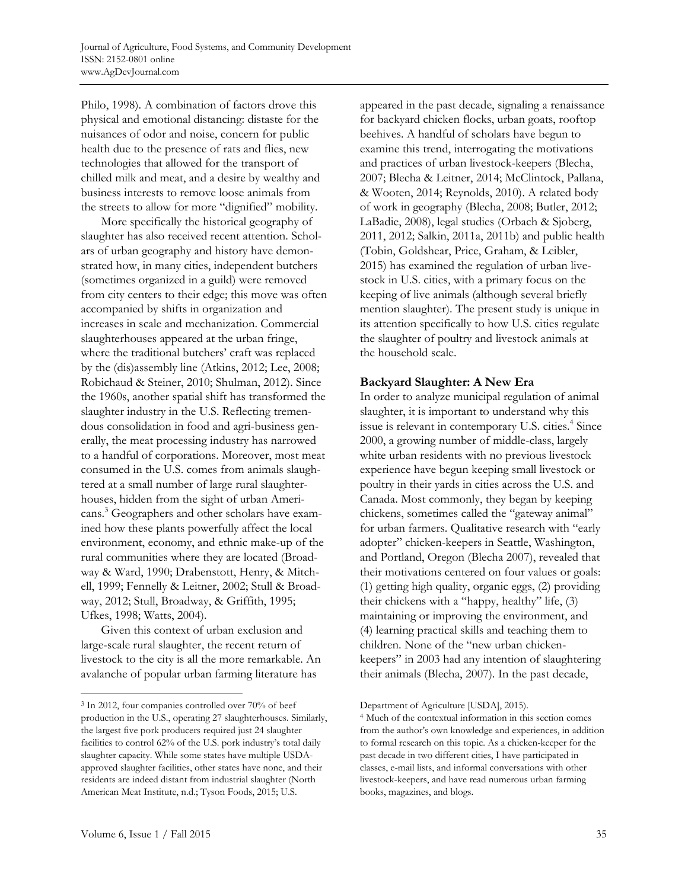Philo, 1998). A combination of factors drove this physical and emotional distancing: distaste for the nuisances of odor and noise, concern for public health due to the presence of rats and flies, new technologies that allowed for the transport of chilled milk and meat, and a desire by wealthy and business interests to remove loose animals from the streets to allow for more "dignified" mobility.

More specifically the historical geography of slaughter has also received recent attention. Scholars of urban geography and history have demonstrated how, in many cities, independent butchers (sometimes organized in a guild) were removed from city centers to their edge; this move was often accompanied by shifts in organization and increases in scale and mechanization. Commercial slaughterhouses appeared at the urban fringe, where the traditional butchers' craft was replaced by the (dis)assembly line (Atkins, 2012; Lee, 2008; Robichaud & Steiner, 2010; Shulman, 2012). Since the 1960s, another spatial shift has transformed the slaughter industry in the U.S. Reflecting tremendous consolidation in food and agri-business generally, the meat processing industry has narrowed to a handful of corporations. Moreover, most meat consumed in the U.S. comes from animals slaughtered at a small number of large rural slaughterhouses, hidden from the sight of urban Americans.[3] Geographers and other scholars have examined how these plants powerfully affect the local environment, economy, and ethnic make-up of the rural communities where they are located (Broadway & Ward, 1990; Drabenstott, Henry, & Mitchell, 1999; Fennelly & Leitner, 2002; Stull & Broadway, 2012; Stull, Broadway, & Griffith, 1995; Ufkes, 1998; Watts, 2004).

Given this context of urban exclusion and large-scale rural slaughter, the recent return of livestock to the city is all the more remarkable. An avalanche of popular urban farming literature has appeared in the past decade, signaling a renaissance for backyard chicken flocks, urban goats, rooftop beehives. A handful of scholars have begun to examine this trend, interrogating the motivations and practices of urban livestock-keepers (Blecha, 2007; Blecha & Leitner, 2014; McClintock, Pallana, & Wooten, 2014; Reynolds, 2010). A related body of work in geography (Blecha, 2008; Butler, 2012; LaBadie, 2008), legal studies (Orbach & Sjoberg, 2011, 2012; Salkin, 2011a, 2011b) and public health (Tobin, Goldshear, Price, Graham, & Leibler, 2015) has examined the regulation of urban livestock in U.S. cities, with a primary focus on the keeping of live animals (although several briefly mention slaughter). The present study is unique in its attention specifically to how U.S. cities regulate the slaughter of poultry and livestock animals at the household scale.

## Backyard Slaughter: A New Era

In order to analyze municipal regulation of animal slaughter, it is important to understand why this issue is relevant in contemporary U.S. cities.[4] Since 2000, a growing number of middle-class, largely white urban residents with no previous livestock experience have begun keeping small livestock or poultry in their yards in cities across the U.S. and Canada. Most commonly, they began by keeping chickens, sometimes called the "gateway animal" for urban farmers. Qualitative research with "early adopter" chicken-keepers in Seattle, Washington, and Portland, Oregon (Blecha 2007), revealed that their motivations centered on four values or goals: (1) getting high quality, organic eggs, (2) providing their chickens with a "happy, healthy" life, (3) maintaining or improving the environment, and (4) learning practical skills and teaching them to children. None of the "new urban chicken-keepers" in 2003 had any intention of slaughtering their animals (Blecha, 2007). In the past decade,

---

[3] In 2012, four companies controlled over 70% of beef production in the U.S., operating 27 slaughterhouses. Similarly, the largest five pork producers required just 24 slaughter facilities to control 62% of the U.S. pork industry's total daily slaughter capacity. While some states have multiple USDA-approved slaughter facilities, other states have none, and their residents are indeed distant from industrial slaughter (North American Meat Institute, n.d.; Tyson Foods, 2015; U.S. Department of Agriculture [USDA], 2015).

[4] Much of the contextual information in this section comes from the author's own knowledge and experiences, in addition to formal research on this topic. As a chicken-keeper for the past decade in two different cities, I have participated in classes, e-mail lists, and informal conversations with other livestock-keepers, and have read numerous urban farming books, magazines, and blogs.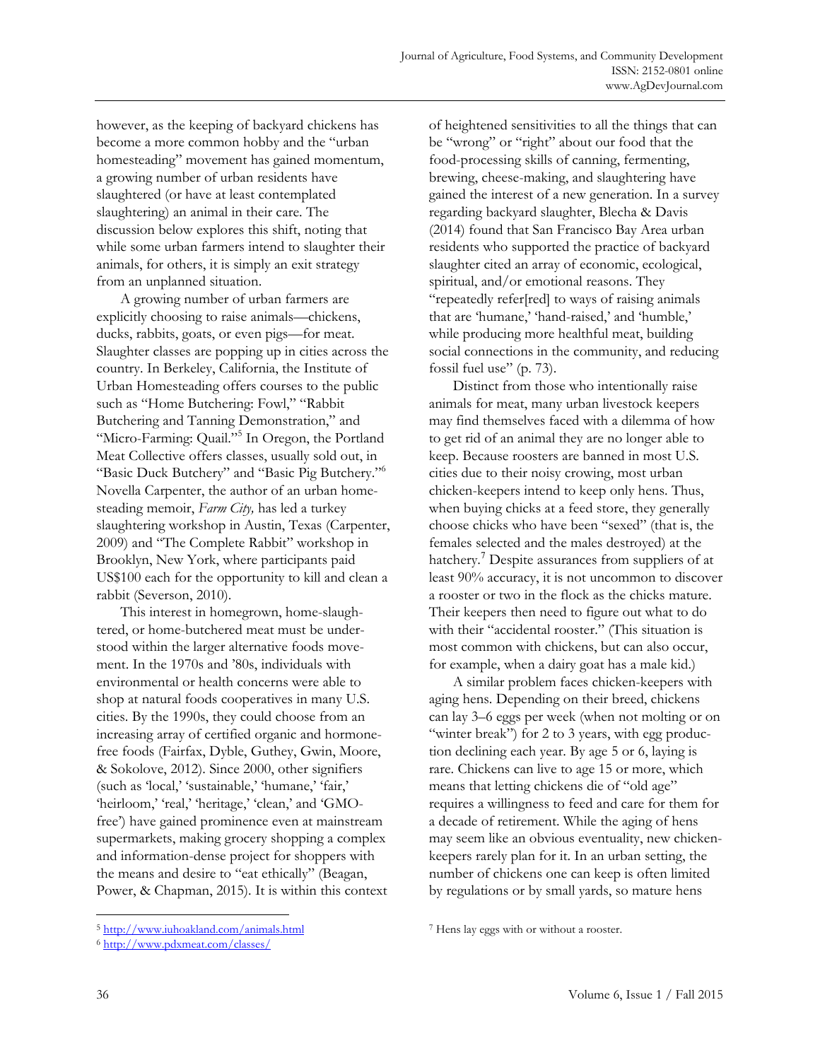however, as the keeping of backyard chickens has become a more common hobby and the "urban homesteading" movement has gained momentum, a growing number of urban residents have slaughtered (or have at least contemplated slaughtering) an animal in their care. The discussion below explores this shift, noting that while some urban farmers intend to slaughter their animals, for others, it is simply an exit strategy from an unplanned situation.

A growing number of urban farmers are explicitly choosing to raise animals—chickens, ducks, rabbits, goats, or even pigs—for meat. Slaughter classes are popping up in cities across the country. In Berkeley, California, the Institute of Urban Homesteading offers courses to the public such as "Home Butchering: Fowl," "Rabbit Butchering and Tanning Demonstration," and "Micro-Farming: Quail."[5] In Oregon, the Portland Meat Collective offers classes, usually sold out, in "Basic Duck Butchery" and "Basic Pig Butchery."[6] Novella Carpenter, the author of an urban homesteading memoir, *Farm City,* has led a turkey slaughtering workshop in Austin, Texas (Carpenter, 2009) and "The Complete Rabbit" workshop in Brooklyn, New York, where participants paid US$100 each for the opportunity to kill and clean a rabbit (Severson, 2010).

This interest in homegrown, home-slaughtered, or home-butchered meat must be understood within the larger alternative foods movement. In the 1970s and '80s, individuals with environmental or health concerns were able to shop at natural foods cooperatives in many U.S. cities. By the 1990s, they could choose from an increasing array of certified organic and hormone-free foods (Fairfax, Dyble, Guthey, Gwin, Moore, & Sokolove, 2012). Since 2000, other signifiers (such as 'local,' 'sustainable,' 'humane,' 'fair,' 'heirloom,' 'real,' 'heritage,' 'clean,' and 'GMO-free') have gained prominence even at mainstream supermarkets, making grocery shopping a complex and information-dense project for shoppers with the means and desire to "eat ethically" (Beagan, Power, & Chapman, 2015). It is within this context of heightened sensitivities to all the things that can be "wrong" or "right" about our food that the food-processing skills of canning, fermenting, brewing, cheese-making, and slaughtering have gained the interest of a new generation. In a survey regarding backyard slaughter, Blecha & Davis (2014) found that San Francisco Bay Area urban residents who supported the practice of backyard slaughter cited an array of economic, ecological, spiritual, and/or emotional reasons. They "repeatedly refer[red] to ways of raising animals that are 'humane,' 'hand-raised,' and 'humble,' while producing more healthful meat, building social connections in the community, and reducing fossil fuel use" (p. 73).

Distinct from those who intentionally raise animals for meat, many urban livestock keepers may find themselves faced with a dilemma of how to get rid of an animal they are no longer able to keep. Because roosters are banned in most U.S. cities due to their noisy crowing, most urban chicken-keepers intend to keep only hens. Thus, when buying chicks at a feed store, they generally choose chicks who have been "sexed" (that is, the females selected and the males destroyed) at the hatchery.[7] Despite assurances from suppliers of at least 90% accuracy, it is not uncommon to discover a rooster or two in the flock as the chicks mature. Their keepers then need to figure out what to do with their "accidental rooster." (This situation is most common with chickens, but can also occur, for example, when a dairy goat has a male kid.)

A similar problem faces chicken-keepers with aging hens. Depending on their breed, chickens can lay 3–6 eggs per week (when not molting or on "winter break") for 2 to 3 years, with egg production declining each year. By age 5 or 6, laying is rare. Chickens can live to age 15 or more, which means that letting chickens die of "old age" requires a willingness to feed and care for them for a decade of retirement. While the aging of hens may seem like an obvious eventuality, new chicken-keepers rarely plan for it. In an urban setting, the number of chickens one can keep is often limited by regulations or by small yards, so mature hens

[5] http://www.iuhoakland.com/animals.html

[6] http://www.pdxmeat.com/classes/

[7] Hens lay eggs with or without a rooster.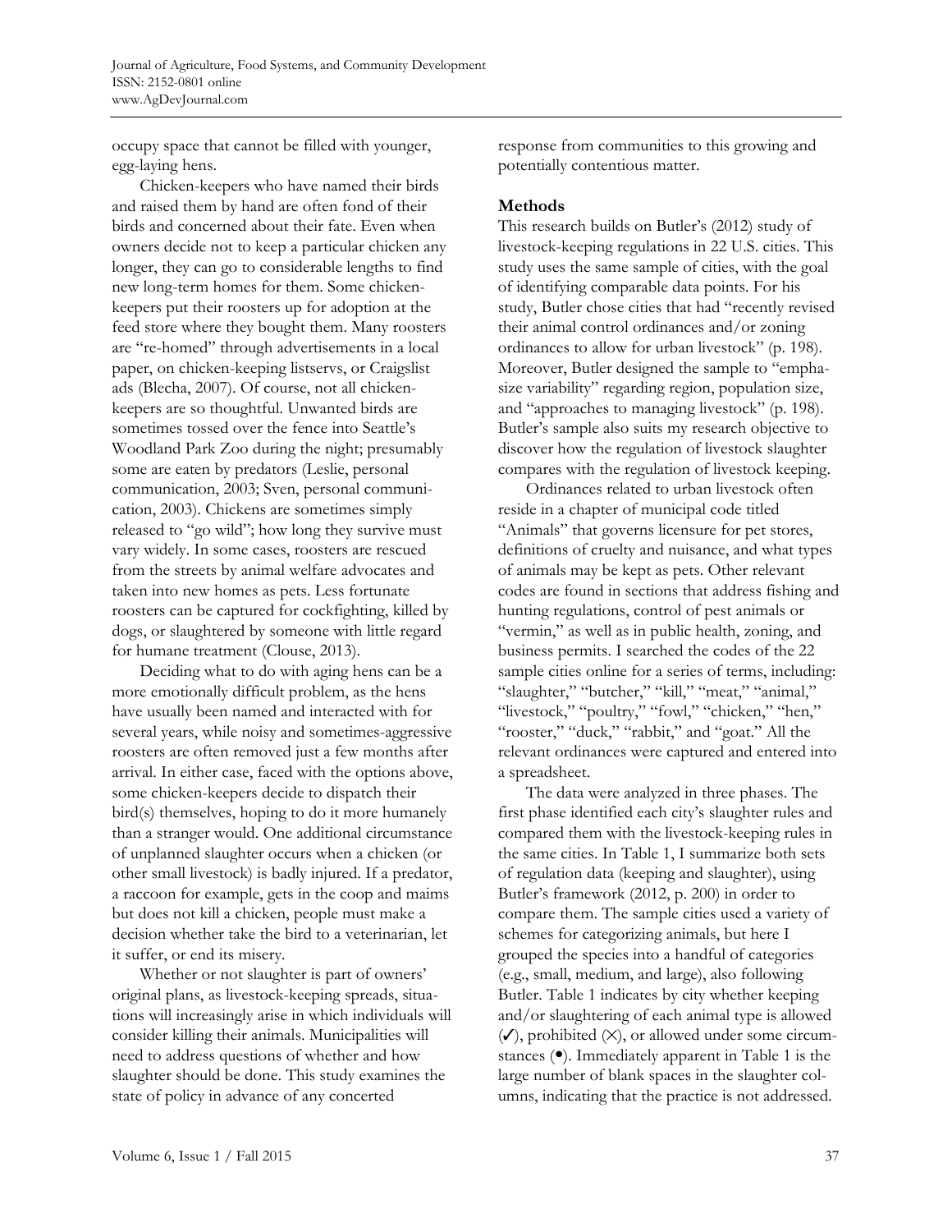occupy space that cannot be filled with younger, egg-laying hens.

Chicken-keepers who have named their birds and raised them by hand are often fond of their birds and concerned about their fate. Even when owners decide not to keep a particular chicken any longer, they can go to considerable lengths to find new long-term homes for them. Some chicken-keepers put their roosters up for adoption at the feed store where they bought them. Many roosters are "re-homed" through advertisements in a local paper, on chicken-keeping listservs, or Craigslist ads (Blecha, 2007). Of course, not all chicken-keepers are so thoughtful. Unwanted birds are sometimes tossed over the fence into Seattle's Woodland Park Zoo during the night; presumably some are eaten by predators (Leslie, personal communication, 2003; Sven, personal communication, 2003). Chickens are sometimes simply released to "go wild"; how long they survive must vary widely. In some cases, roosters are rescued from the streets by animal welfare advocates and taken into new homes as pets. Less fortunate roosters can be captured for cockfighting, killed by dogs, or slaughtered by someone with little regard for humane treatment (Clouse, 2013).

Deciding what to do with aging hens can be a more emotionally difficult problem, as the hens have usually been named and interacted with for several years, while noisy and sometimes-aggressive roosters are often removed just a few months after arrival. In either case, faced with the options above, some chicken-keepers decide to dispatch their bird(s) themselves, hoping to do it more humanely than a stranger would. One additional circumstance of unplanned slaughter occurs when a chicken (or other small livestock) is badly injured. If a predator, a raccoon for example, gets in the coop and maims but does not kill a chicken, people must make a decision whether take the bird to a veterinarian, let it suffer, or end its misery.

Whether or not slaughter is part of owners' original plans, as livestock-keeping spreads, situations will increasingly arise in which individuals will consider killing their animals. Municipalities will need to address questions of whether and how slaughter should be done. This study examines the state of policy in advance of any concerted response from communities to this growing and potentially contentious matter.

## Methods

This research builds on Butler's (2012) study of livestock-keeping regulations in 22 U.S. cities. This study uses the same sample of cities, with the goal of identifying comparable data points. For his study, Butler chose cities that had "recently revised their animal control ordinances and/or zoning ordinances to allow for urban livestock" (p. 198). Moreover, Butler designed the sample to "emphasize variability" regarding region, population size, and "approaches to managing livestock" (p. 198). Butler's sample also suits my research objective to discover how the regulation of livestock slaughter compares with the regulation of livestock keeping.

Ordinances related to urban livestock often reside in a chapter of municipal code titled "Animals" that governs licensure for pet stores, definitions of cruelty and nuisance, and what types of animals may be kept as pets. Other relevant codes are found in sections that address fishing and hunting regulations, control of pest animals or "vermin," as well as in public health, zoning, and business permits. I searched the codes of the 22 sample cities online for a series of terms, including: "slaughter," "butcher," "kill," "meat," "animal," "livestock," "poultry," "fowl," "chicken," "hen," "rooster," "duck," "rabbit," and "goat." All the relevant ordinances were captured and entered into a spreadsheet.

The data were analyzed in three phases. The first phase identified each city's slaughter rules and compared them with the livestock-keeping rules in the same cities. In Table 1, I summarize both sets of regulation data (keeping and slaughter), using Butler's framework (2012, p. 200) in order to compare them. The sample cities used a variety of schemes for categorizing animals, but here I grouped the species into a handful of categories (e.g., small, medium, and large), also following Butler. Table 1 indicates by city whether keeping and/or slaughtering of each animal type is allowed (✓), prohibited (✕), or allowed under some circumstances (•). Immediately apparent in Table 1 is the large number of blank spaces in the slaughter columns, indicating that the practice is not addressed.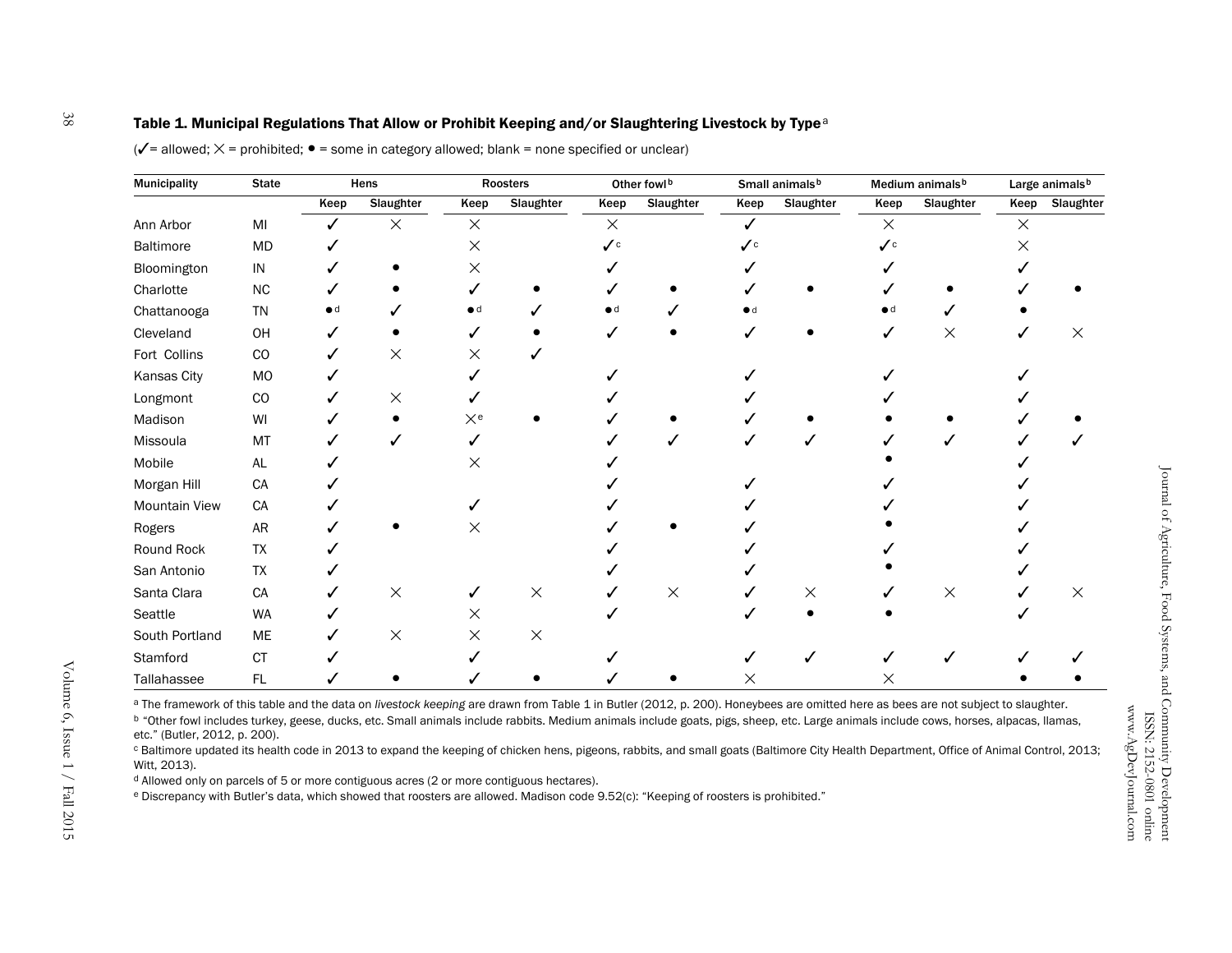**Table 1. Municipal Regulations That Allow or Prohibit Keeping and/or Slaughtering Livestock by Type**[a]

(✓= allowed; × = prohibited; • = some in category allowed; blank = none specified or unclear)

| Municipality | State | Hens | | Roosters | | Other fowl[b] | | Small animals[b] | | Medium animals[b] | | Large animals[b] | |
|---|---|---|---|---|---|---|---|---|---|---|---|---|---|
| | | Keep | Slaughter | Keep | Slaughter | Keep | Slaughter | Keep | Slaughter | Keep | Slaughter | Keep | Slaughter |
| Ann Arbor | MI | ✓ | × | × | | × | | ✓ | | × | | × | |
| Baltimore | MD | ✓ | | × | | ✓[c] | | ✓[c] | | ✓[c] | | × | |
| Bloomington | IN | ✓ | • | × | | ✓ | | ✓ | | ✓ | | ✓ | |
| Charlotte | NC | ✓ | • | ✓ | • | ✓ | • | ✓ | • | ✓ | • | ✓ | • |
| Chattanooga | TN | •[d] | ✓ | •[d] | ✓ | •[d] | ✓ | •[d] | | •[d] | ✓ | • | |
| Cleveland | OH | ✓ | • | ✓ | • | ✓ | • | ✓ | • | ✓ | × | ✓ | × |
| Fort Collins | CO | ✓ | × | × | ✓ | | | | | | | | |
| Kansas City | MO | ✓ | | ✓ | | ✓ | | ✓ | | ✓ | | ✓ | |
| Longmont | CO | ✓ | × | ✓ | | ✓ | | ✓ | | ✓ | | ✓ | |
| Madison | WI | ✓ | • | ×[e] | • | ✓ | • | ✓ | • | • | • | ✓ | • |
| Missoula | MT | ✓ | ✓ | ✓ | | ✓ | ✓ | ✓ | ✓ | ✓ | ✓ | ✓ | ✓ |
| Mobile | AL | ✓ | | × | | ✓ | | | | • | | ✓ | |
| Morgan Hill | CA | ✓ | | | | ✓ | | ✓ | | ✓ | | ✓ | |
| Mountain View | CA | ✓ | | ✓ | | ✓ | | ✓ | | ✓ | | ✓ | |
| Rogers | AR | ✓ | • | × | | ✓ | • | ✓ | | • | | ✓ | |
| Round Rock | TX | ✓ | | | | ✓ | | ✓ | | ✓ | | ✓ | |
| San Antonio | TX | ✓ | | | | ✓ | | ✓ | | • | | ✓ | |
| Santa Clara | CA | ✓ | × | ✓ | × | ✓ | × | ✓ | × | ✓ | × | ✓ | × |
| Seattle | WA | ✓ | | × | | ✓ | | ✓ | • | • | | ✓ | |
| South Portland | ME | ✓ | × | × | × | | | | | | | | |
| Stamford | CT | ✓ | | ✓ | | ✓ | | ✓ | ✓ | ✓ | ✓ | ✓ | ✓ |
| Tallahassee | FL | ✓ | • | ✓ | • | ✓ | • | × | | × | | • | • |

[a] The framework of this table and the data on *livestock keeping* are drawn from Table 1 in Butler (2012, p. 200). Honeybees are omitted here as bees are not subject to slaughter.

[b] "Other fowl includes turkey, geese, ducks, etc. Small animals include rabbits. Medium animals include goats, pigs, sheep, etc. Large animals include cows, horses, alpacas, llamas, etc." (Butler, 2012, p. 200).

[c] Baltimore updated its health code in 2013 to expand the keeping of chicken hens, pigeons, rabbits, and small goats (Baltimore City Health Department, Office of Animal Control, 2013; Witt, 2013).

[d] Allowed only on parcels of 5 or more contiguous acres (2 or more contiguous hectares).

[e] Discrepancy with Butler's data, which showed that roosters are allowed. Madison code 9.52(c): "Keeping of roosters is prohibited."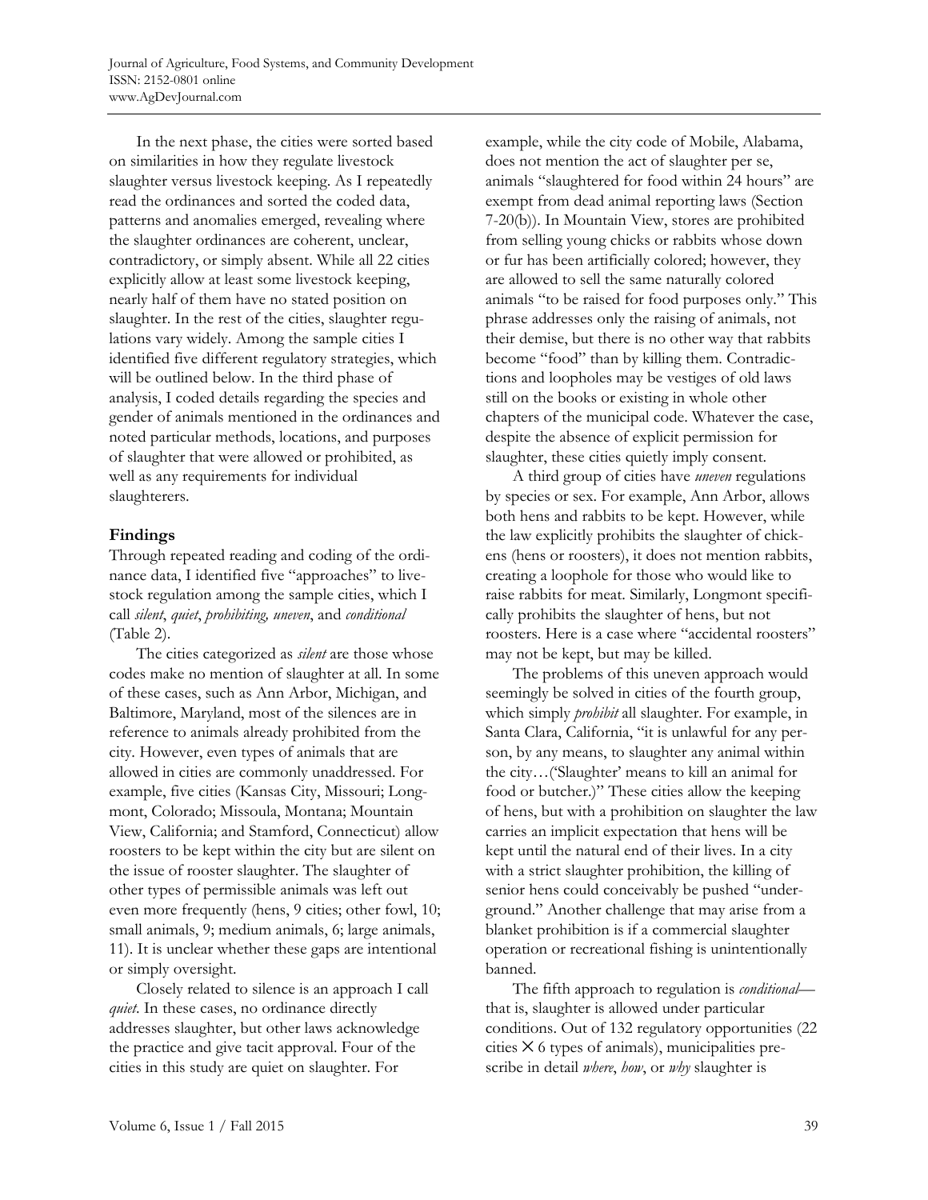In the next phase, the cities were sorted based on similarities in how they regulate livestock slaughter versus livestock keeping. As I repeatedly read the ordinances and sorted the coded data, patterns and anomalies emerged, revealing where the slaughter ordinances are coherent, unclear, contradictory, or simply absent. While all 22 cities explicitly allow at least some livestock keeping, nearly half of them have no stated position on slaughter. In the rest of the cities, slaughter regulations vary widely. Among the sample cities I identified five different regulatory strategies, which will be outlined below. In the third phase of analysis, I coded details regarding the species and gender of animals mentioned in the ordinances and noted particular methods, locations, and purposes of slaughter that were allowed or prohibited, as well as any requirements for individual slaughterers.

## Findings

Through repeated reading and coding of the ordinance data, I identified five "approaches" to livestock regulation among the sample cities, which I call *silent*, *quiet*, *prohibiting, uneven*, and *conditional* (Table 2).

The cities categorized as *silent* are those whose codes make no mention of slaughter at all. In some of these cases, such as Ann Arbor, Michigan, and Baltimore, Maryland, most of the silences are in reference to animals already prohibited from the city. However, even types of animals that are allowed in cities are commonly unaddressed. For example, five cities (Kansas City, Missouri; Longmont, Colorado; Missoula, Montana; Mountain View, California; and Stamford, Connecticut) allow roosters to be kept within the city but are silent on the issue of rooster slaughter. The slaughter of other types of permissible animals was left out even more frequently (hens, 9 cities; other fowl, 10; small animals, 9; medium animals, 6; large animals, 11). It is unclear whether these gaps are intentional or simply oversight.

Closely related to silence is an approach I call *quiet*. In these cases, no ordinance directly addresses slaughter, but other laws acknowledge the practice and give tacit approval. Four of the cities in this study are quiet on slaughter. For example, while the city code of Mobile, Alabama, does not mention the act of slaughter per se, animals "slaughtered for food within 24 hours" are exempt from dead animal reporting laws (Section 7-20(b)). In Mountain View, stores are prohibited from selling young chicks or rabbits whose down or fur has been artificially colored; however, they are allowed to sell the same naturally colored animals "to be raised for food purposes only." This phrase addresses only the raising of animals, not their demise, but there is no other way that rabbits become "food" than by killing them. Contradictions and loopholes may be vestiges of old laws still on the books or existing in whole other chapters of the municipal code. Whatever the case, despite the absence of explicit permission for slaughter, these cities quietly imply consent.

A third group of cities have *uneven* regulations by species or sex. For example, Ann Arbor, allows both hens and rabbits to be kept. However, while the law explicitly prohibits the slaughter of chickens (hens or roosters), it does not mention rabbits, creating a loophole for those who would like to raise rabbits for meat. Similarly, Longmont specifically prohibits the slaughter of hens, but not roosters. Here is a case where "accidental roosters" may not be kept, but may be killed.

The problems of this uneven approach would seemingly be solved in cities of the fourth group, which simply *prohibit* all slaughter. For example, in Santa Clara, California, "it is unlawful for any person, by any means, to slaughter any animal within the city…('Slaughter' means to kill an animal for food or butcher.)" These cities allow the keeping of hens, but with a prohibition on slaughter the law carries an implicit expectation that hens will be kept until the natural end of their lives. In a city with a strict slaughter prohibition, the killing of senior hens could conceivably be pushed "underground." Another challenge that may arise from a blanket prohibition is if a commercial slaughter operation or recreational fishing is unintentionally banned.

The fifth approach to regulation is *conditional*—that is, slaughter is allowed under particular conditions. Out of 132 regulatory opportunities (22 cities $\times$ 6 types of animals), municipalities prescribe in detail *where*, *how*, or *why* slaughter is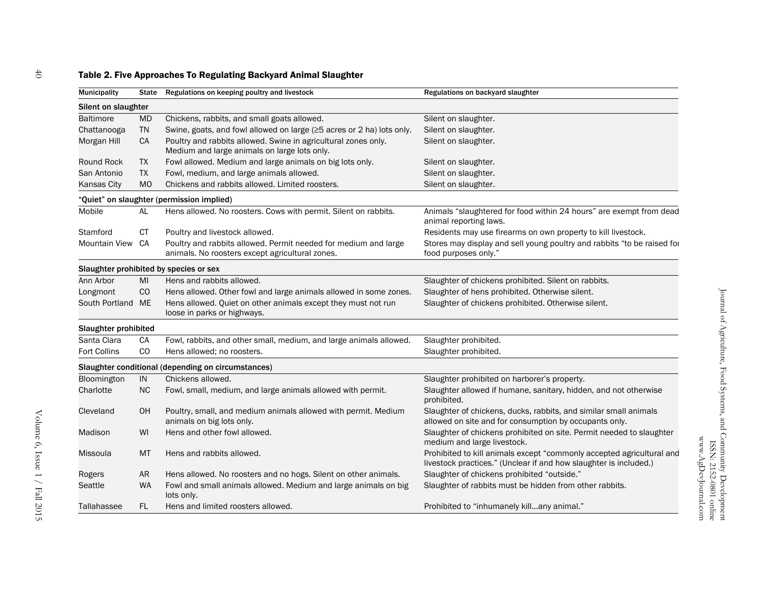**Table 2. Five Approaches To Regulating Backyard Animal Slaughter**

| Municipality | State | Regulations on keeping poultry and livestock | Regulations on backyard slaughter |
|---|---|---|---|
| **Silent on slaughter** | | | |
| Baltimore | MD | Chickens, rabbits, and small goats allowed. | Silent on slaughter. |
| Chattanooga | TN | Swine, goats, and fowl allowed on large (≥5 acres or 2 ha) lots only. | Silent on slaughter. |
| Morgan Hill | CA | Poultry and rabbits allowed. Swine in agricultural zones only. Medium and large animals on large lots only. | Silent on slaughter. |
| Round Rock | TX | Fowl allowed. Medium and large animals on big lots only. | Silent on slaughter. |
| San Antonio | TX | Fowl, medium, and large animals allowed. | Silent on slaughter. |
| Kansas City | MO | Chickens and rabbits allowed. Limited roosters. | Silent on slaughter. |
| **"Quiet" on slaughter (permission implied)** | | | |
| Mobile | AL | Hens allowed. No roosters. Cows with permit. Silent on rabbits. | Animals "slaughtered for food within 24 hours" are exempt from dead animal reporting laws. |
| Stamford | CT | Poultry and livestock allowed. | Residents may use firearms on own property to kill livestock. |
| Mountain View | CA | Poultry and rabbits allowed. Permit needed for medium and large animals. No roosters except agricultural zones. | Stores may display and sell young poultry and rabbits "to be raised for food purposes only." |
| **Slaughter prohibited by species or sex** | | | |
| Ann Arbor | MI | Hens and rabbits allowed. | Slaughter of chickens prohibited. Silent on rabbits. |
| Longmont | CO | Hens allowed. Other fowl and large animals allowed in some zones. | Slaughter of hens prohibited. Otherwise silent. |
| South Portland | ME | Hens allowed. Quiet on other animals except they must not run loose in parks or highways. | Slaughter of chickens prohibited. Otherwise silent. |
| **Slaughter prohibited** | | | |
| Santa Clara | CA | Fowl, rabbits, and other small, medium, and large animals allowed. | Slaughter prohibited. |
| Fort Collins | CO | Hens allowed; no roosters. | Slaughter prohibited. |
| **Slaughter conditional (depending on circumstances)** | | | |
| Bloomington | IN | Chickens allowed. | Slaughter prohibited on harborer's property. |
| Charlotte | NC | Fowl, small, medium, and large animals allowed with permit. | Slaughter allowed if humane, sanitary, hidden, and not otherwise prohibited. |
| Cleveland | OH | Poultry, small, and medium animals allowed with permit. Medium animals on big lots only. | Slaughter of chickens, ducks, rabbits, and similar small animals allowed on site and for consumption by occupants only. |
| Madison | WI | Hens and other fowl allowed. | Slaughter of chickens prohibited on site. Permit needed to slaughter medium and large livestock. |
| Missoula | MT | Hens and rabbits allowed. | Prohibited to kill animals except "commonly accepted agricultural and livestock practices." (Unclear if and how slaughter is included.) |
| Rogers | AR | Hens allowed. No roosters and no hogs. Silent on other animals. | Slaughter of chickens prohibited "outside." |
| Seattle | WA | Fowl and small animals allowed. Medium and large animals on big lots only. | Slaughter of rabbits must be hidden from other rabbits. |
| Tallahassee | FL | Hens and limited roosters allowed. | Prohibited to "inhumanely kill…any animal." |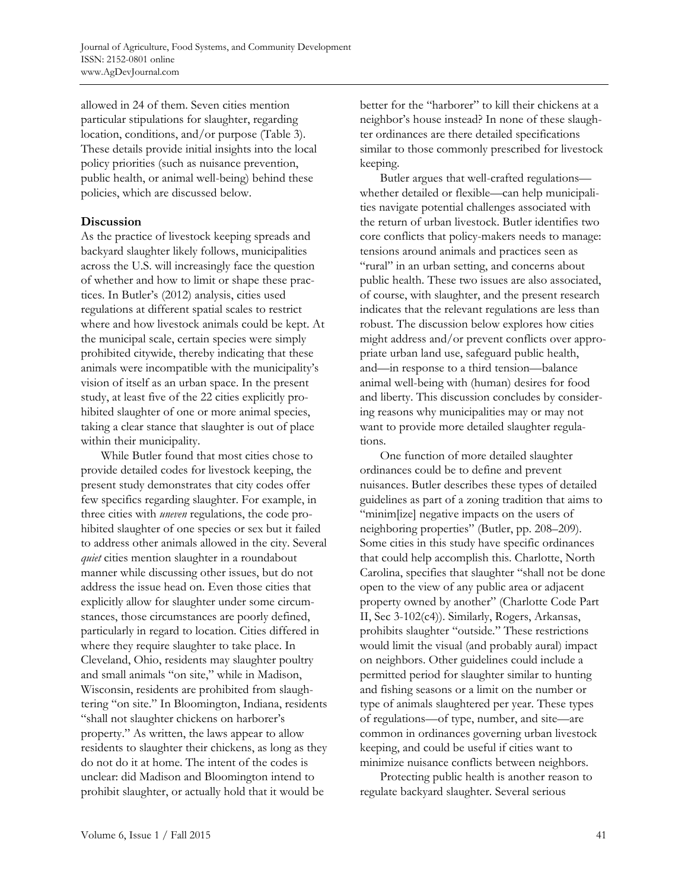allowed in 24 of them. Seven cities mention particular stipulations for slaughter, regarding location, conditions, and/or purpose (Table 3). These details provide initial insights into the local policy priorities (such as nuisance prevention, public health, or animal well-being) behind these policies, which are discussed below.

## Discussion

As the practice of livestock keeping spreads and backyard slaughter likely follows, municipalities across the U.S. will increasingly face the question of whether and how to limit or shape these practices. In Butler's (2012) analysis, cities used regulations at different spatial scales to restrict where and how livestock animals could be kept. At the municipal scale, certain species were simply prohibited citywide, thereby indicating that these animals were incompatible with the municipality's vision of itself as an urban space. In the present study, at least five of the 22 cities explicitly prohibited slaughter of one or more animal species, taking a clear stance that slaughter is out of place within their municipality.

While Butler found that most cities chose to provide detailed codes for livestock keeping, the present study demonstrates that city codes offer few specifics regarding slaughter. For example, in three cities with *uneven* regulations, the code prohibited slaughter of one species or sex but it failed to address other animals allowed in the city. Several *quiet* cities mention slaughter in a roundabout manner while discussing other issues, but do not address the issue head on. Even those cities that explicitly allow for slaughter under some circumstances, those circumstances are poorly defined, particularly in regard to location. Cities differed in where they require slaughter to take place. In Cleveland, Ohio, residents may slaughter poultry and small animals "on site," while in Madison, Wisconsin, residents are prohibited from slaughtering "on site." In Bloomington, Indiana, residents "shall not slaughter chickens on harborer's property." As written, the laws appear to allow residents to slaughter their chickens, as long as they do not do it at home. The intent of the codes is unclear: did Madison and Bloomington intend to prohibit slaughter, or actually hold that it would be better for the "harborer" to kill their chickens at a neighbor's house instead? In none of these slaughter ordinances are there detailed specifications similar to those commonly prescribed for livestock keeping.

Butler argues that well-crafted regulations—whether detailed or flexible—can help municipalities navigate potential challenges associated with the return of urban livestock. Butler identifies two core conflicts that policy-makers needs to manage: tensions around animals and practices seen as "rural" in an urban setting, and concerns about public health. These two issues are also associated, of course, with slaughter, and the present research indicates that the relevant regulations are less than robust. The discussion below explores how cities might address and/or prevent conflicts over appropriate urban land use, safeguard public health, and—in response to a third tension—balance animal well-being with (human) desires for food and liberty. This discussion concludes by considering reasons why municipalities may or may not want to provide more detailed slaughter regulations.

One function of more detailed slaughter ordinances could be to define and prevent nuisances. Butler describes these types of detailed guidelines as part of a zoning tradition that aims to "minim[ize] negative impacts on the users of neighboring properties" (Butler, pp. 208–209). Some cities in this study have specific ordinances that could help accomplish this. Charlotte, North Carolina, specifies that slaughter "shall not be done open to the view of any public area or adjacent property owned by another" (Charlotte Code Part II, Sec 3-102(c4)). Similarly, Rogers, Arkansas, prohibits slaughter "outside." These restrictions would limit the visual (and probably aural) impact on neighbors. Other guidelines could include a permitted period for slaughter similar to hunting and fishing seasons or a limit on the number or type of animals slaughtered per year. These types of regulations—of type, number, and site—are common in ordinances governing urban livestock keeping, and could be useful if cities want to minimize nuisance conflicts between neighbors.

Protecting public health is another reason to regulate backyard slaughter. Several serious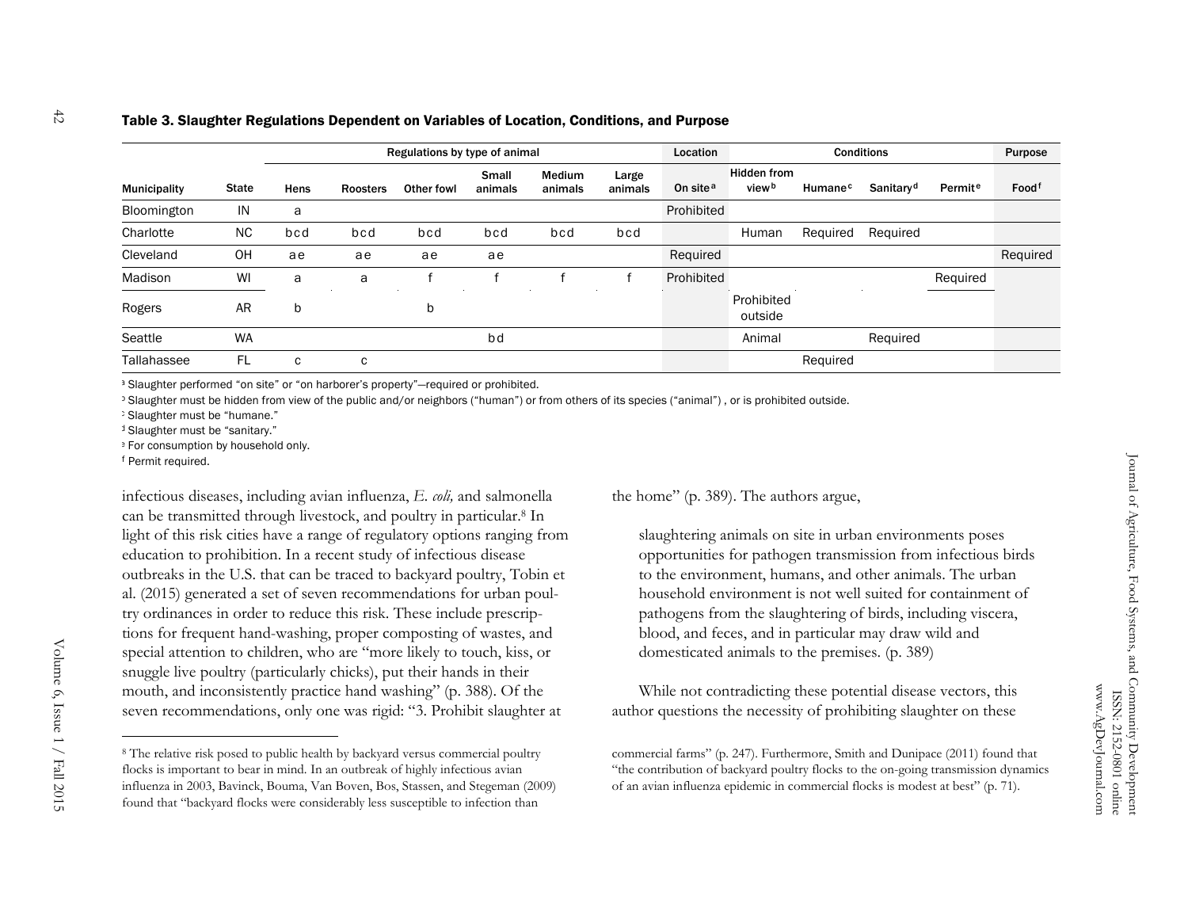**Table 3. Slaughter Regulations Dependent on Variables of Location, Conditions, and Purpose**

| | | Regulations by type of animal | | | | | | Location | Conditions | | | | Purpose |
|---|---|---|---|---|---|---|---|---|---|---|---|---|---|
| **Municipality** | **State** | **Hens** | **Roosters** | **Other fowl** | **Small animals** | **Medium animals** | **Large animals** | **On site**[a] | **Hidden from view**[b] | **Humane**[c] | **Sanitary**[d] | **Permit**[e] | **Food**[f] |
| Bloomington | IN | a | | | | | | Prohibited | | | | | |
| Charlotte | NC | bcd | bcd | bcd | bcd | bcd | bcd | | Human | Required | Required | | |
| Cleveland | OH | ae | ae | ae | ae | | | Required | | | | | Required |
| Madison | WI | a | a | f | f | f | f | Prohibited | | | | Required | |
| Rogers | AR | b | | b | | | | | Prohibited outside | | | | |
| Seattle | WA | | | | bd | | | | Animal | | Required | | |
| Tallahassee | FL | c | c | | | | | | | Required | | | |

[a] Slaughter performed "on site" or "on harborer's property"—required or prohibited.

[b] Slaughter must be hidden from view of the public and/or neighbors ("human") or from others of its species ("animal") , or is prohibited outside.

[c] Slaughter must be "humane."

[d] Slaughter must be "sanitary."

[e] For consumption by household only.

[f] Permit required.

infectious diseases, including avian influenza, *E. coli,* and salmonella can be transmitted through livestock, and poultry in particular.[8] In light of this risk cities have a range of regulatory options ranging from education to prohibition. In a recent study of infectious disease outbreaks in the U.S. that can be traced to backyard poultry, Tobin et al. (2015) generated a set of seven recommendations for urban poultry ordinances in order to reduce this risk. These include prescriptions for frequent hand-washing, proper composting of wastes, and special attention to children, who are "more likely to touch, kiss, or snuggle live poultry (particularly chicks), put their hands in their mouth, and inconsistently practice hand washing" (p. 388). Of the seven recommendations, only one was rigid: "3. Prohibit slaughter at the home" (p. 389). The authors argue,

> slaughtering animals on site in urban environments poses opportunities for pathogen transmission from infectious birds to the environment, humans, and other animals. The urban household environment is not well suited for containment of pathogens from the slaughtering of birds, including viscera, blood, and feces, and in particular may draw wild and domesticated animals to the premises. (p. 389)

While not contradicting these potential disease vectors, this author questions the necessity of prohibiting slaughter on these

[8] The relative risk posed to public health by backyard versus commercial poultry flocks is important to bear in mind. In an outbreak of highly infectious avian influenza in 2003, Bavinck, Bouma, Van Boven, Bos, Stassen, and Stegeman (2009) found that "backyard flocks were considerably less susceptible to infection than commercial farms" (p. 247). Furthermore, Smith and Dunipace (2011) found that "the contribution of backyard poultry flocks to the on-going transmission dynamics of an avian influenza epidemic in commercial flocks is modest at best" (p. 71).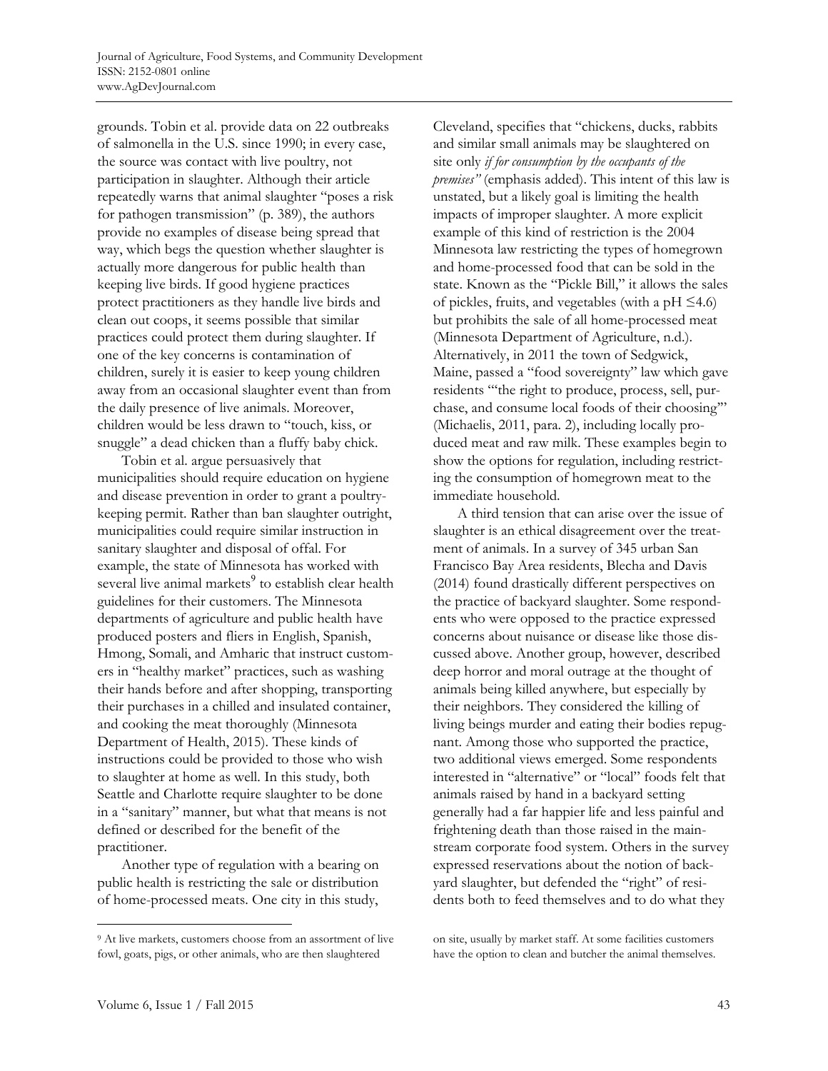grounds. Tobin et al. provide data on 22 outbreaks of salmonella in the U.S. since 1990; in every case, the source was contact with live poultry, not participation in slaughter. Although their article repeatedly warns that animal slaughter "poses a risk for pathogen transmission" (p. 389), the authors provide no examples of disease being spread that way, which begs the question whether slaughter is actually more dangerous for public health than keeping live birds. If good hygiene practices protect practitioners as they handle live birds and clean out coops, it seems possible that similar practices could protect them during slaughter. If one of the key concerns is contamination of children, surely it is easier to keep young children away from an occasional slaughter event than from the daily presence of live animals. Moreover, children would be less drawn to "touch, kiss, or snuggle" a dead chicken than a fluffy baby chick.

Tobin et al. argue persuasively that municipalities should require education on hygiene and disease prevention in order to grant a poultry-keeping permit. Rather than ban slaughter outright, municipalities could require similar instruction in sanitary slaughter and disposal of offal. For example, the state of Minnesota has worked with several live animal markets[9] to establish clear health guidelines for their customers. The Minnesota departments of agriculture and public health have produced posters and fliers in English, Spanish, Hmong, Somali, and Amharic that instruct customers in "healthy market" practices, such as washing their hands before and after shopping, transporting their purchases in a chilled and insulated container, and cooking the meat thoroughly (Minnesota Department of Health, 2015). These kinds of instructions could be provided to those who wish to slaughter at home as well. In this study, both Seattle and Charlotte require slaughter to be done in a "sanitary" manner, but what that means is not defined or described for the benefit of the practitioner.

Another type of regulation with a bearing on public health is restricting the sale or distribution of home-processed meats. One city in this study, Cleveland, specifies that "chickens, ducks, rabbits and similar small animals may be slaughtered on site only *if for consumption by the occupants of the premises"* (emphasis added). This intent of this law is unstated, but a likely goal is limiting the health impacts of improper slaughter. A more explicit example of this kind of restriction is the 2004 Minnesota law restricting the types of homegrown and home-processed food that can be sold in the state. Known as the "Pickle Bill," it allows the sales of pickles, fruits, and vegetables (with a pH ≤4.6) but prohibits the sale of all home-processed meat (Minnesota Department of Agriculture, n.d.). Alternatively, in 2011 the town of Sedgwick, Maine, passed a "food sovereignty" law which gave residents "'the right to produce, process, sell, purchase, and consume local foods of their choosing'" (Michaelis, 2011, para. 2), including locally produced meat and raw milk. These examples begin to show the options for regulation, including restricting the consumption of homegrown meat to the immediate household.

A third tension that can arise over the issue of slaughter is an ethical disagreement over the treatment of animals. In a survey of 345 urban San Francisco Bay Area residents, Blecha and Davis (2014) found drastically different perspectives on the practice of backyard slaughter. Some respondents who were opposed to the practice expressed concerns about nuisance or disease like those discussed above. Another group, however, described deep horror and moral outrage at the thought of animals being killed anywhere, but especially by their neighbors. They considered the killing of living beings murder and eating their bodies repugnant. Among those who supported the practice, two additional views emerged. Some respondents interested in "alternative" or "local" foods felt that animals raised by hand in a backyard setting generally had a far happier life and less painful and frightening death than those raised in the mainstream corporate food system. Others in the survey expressed reservations about the notion of backyard slaughter, but defended the "right" of residents both to feed themselves and to do what they

[9] At live markets, customers choose from an assortment of live fowl, goats, pigs, or other animals, who are then slaughtered on site, usually by market staff. At some facilities customers have the option to clean and butcher the animal themselves.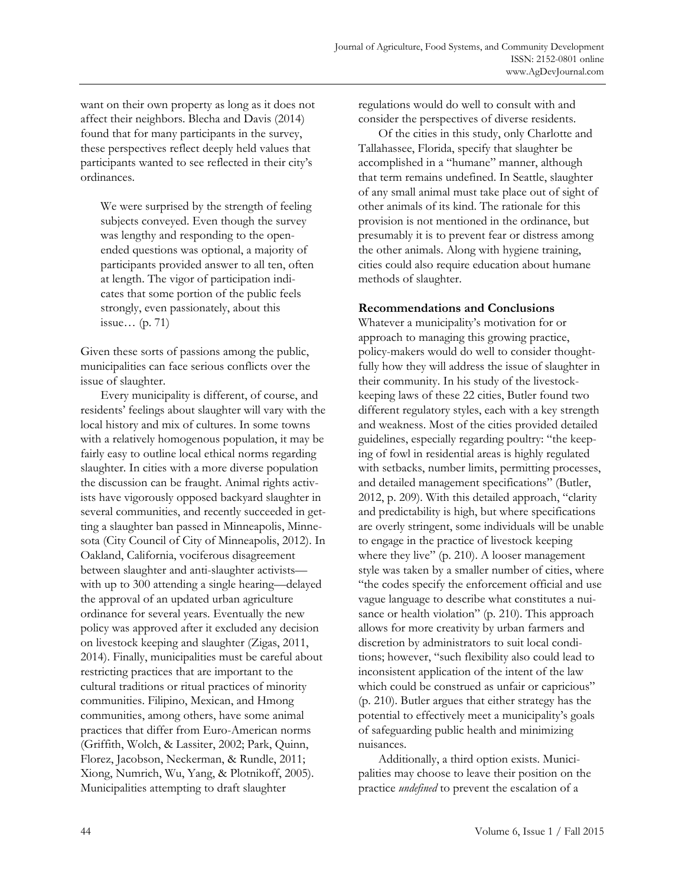want on their own property as long as it does not affect their neighbors. Blecha and Davis (2014) found that for many participants in the survey, these perspectives reflect deeply held values that participants wanted to see reflected in their city's ordinances.

> We were surprised by the strength of feeling subjects conveyed. Even though the survey was lengthy and responding to the open-ended questions was optional, a majority of participants provided answer to all ten, often at length. The vigor of participation indicates that some portion of the public feels strongly, even passionately, about this issue… (p. 71)

Given these sorts of passions among the public, municipalities can face serious conflicts over the issue of slaughter.

Every municipality is different, of course, and residents' feelings about slaughter will vary with the local history and mix of cultures. In some towns with a relatively homogenous population, it may be fairly easy to outline local ethical norms regarding slaughter. In cities with a more diverse population the discussion can be fraught. Animal rights activists have vigorously opposed backyard slaughter in several communities, and recently succeeded in getting a slaughter ban passed in Minneapolis, Minnesota (City Council of City of Minneapolis, 2012). In Oakland, California, vociferous disagreement between slaughter and anti-slaughter activists—with up to 300 attending a single hearing—delayed the approval of an updated urban agriculture ordinance for several years. Eventually the new policy was approved after it excluded any decision on livestock keeping and slaughter (Zigas, 2011, 2014). Finally, municipalities must be careful about restricting practices that are important to the cultural traditions or ritual practices of minority communities. Filipino, Mexican, and Hmong communities, among others, have some animal practices that differ from Euro-American norms (Griffith, Wolch, & Lassiter, 2002; Park, Quinn, Florez, Jacobson, Neckerman, & Rundle, 2011; Xiong, Numrich, Wu, Yang, & Plotnikoff, 2005). Municipalities attempting to draft slaughter regulations would do well to consult with and consider the perspectives of diverse residents.

Of the cities in this study, only Charlotte and Tallahassee, Florida, specify that slaughter be accomplished in a "humane" manner, although that term remains undefined. In Seattle, slaughter of any small animal must take place out of sight of other animals of its kind. The rationale for this provision is not mentioned in the ordinance, but presumably it is to prevent fear or distress among the other animals. Along with hygiene training, cities could also require education about humane methods of slaughter.

## Recommendations and Conclusions

Whatever a municipality's motivation for or approach to managing this growing practice, policy-makers would do well to consider thoughtfully how they will address the issue of slaughter in their community. In his study of the livestock-keeping laws of these 22 cities, Butler found two different regulatory styles, each with a key strength and weakness. Most of the cities provided detailed guidelines, especially regarding poultry: "the keeping of fowl in residential areas is highly regulated with setbacks, number limits, permitting processes, and detailed management specifications" (Butler, 2012, p. 209). With this detailed approach, "clarity and predictability is high, but where specifications are overly stringent, some individuals will be unable to engage in the practice of livestock keeping where they live" (p. 210). A looser management style was taken by a smaller number of cities, where "the codes specify the enforcement official and use vague language to describe what constitutes a nuisance or health violation" (p. 210). This approach allows for more creativity by urban farmers and discretion by administrators to suit local conditions; however, "such flexibility also could lead to inconsistent application of the intent of the law which could be construed as unfair or capricious" (p. 210). Butler argues that either strategy has the potential to effectively meet a municipality's goals of safeguarding public health and minimizing nuisances.

Additionally, a third option exists. Municipalities may choose to leave their position on the practice *undefined* to prevent the escalation of a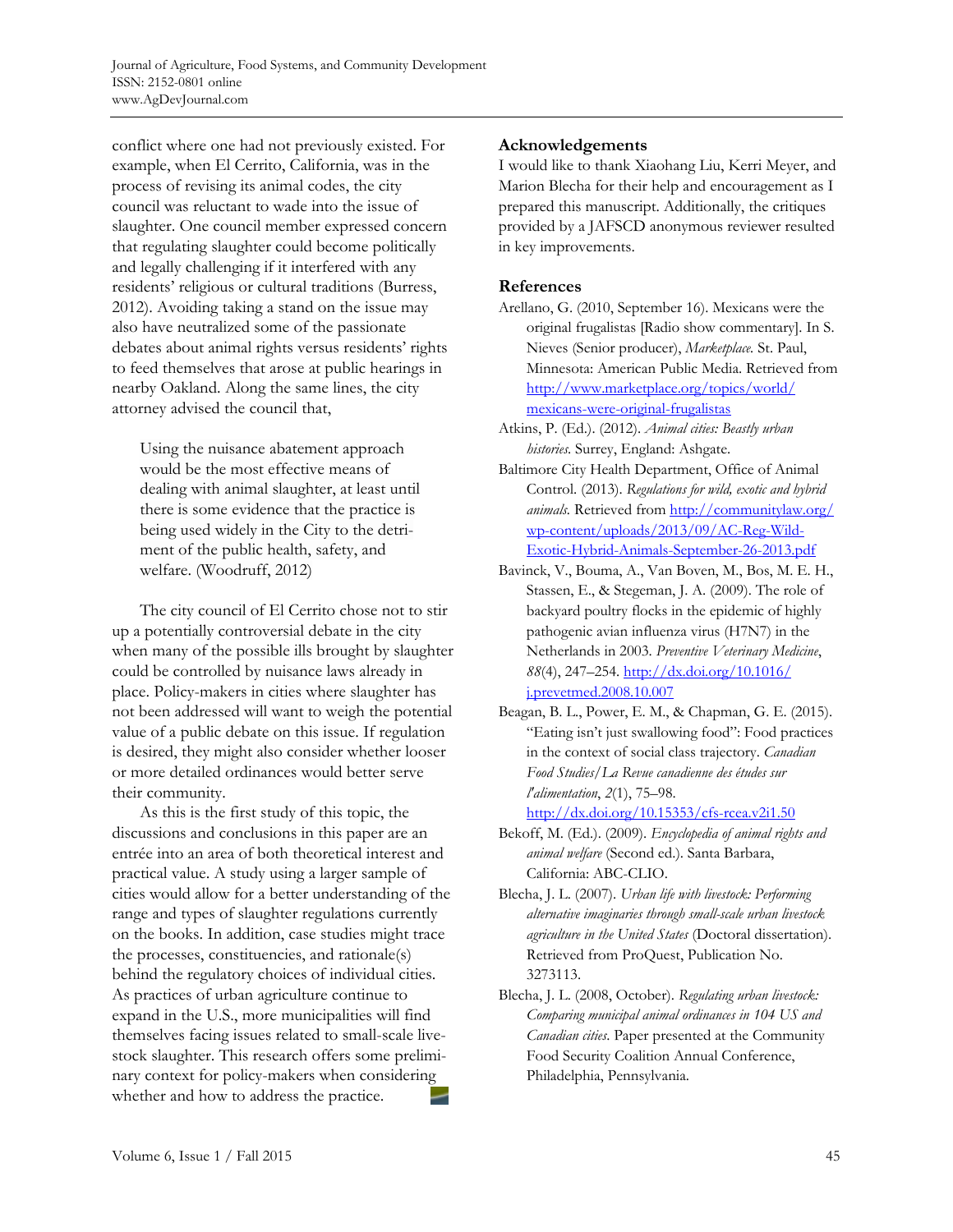conflict where one had not previously existed. For example, when El Cerrito, California, was in the process of revising its animal codes, the city council was reluctant to wade into the issue of slaughter. One council member expressed concern that regulating slaughter could become politically and legally challenging if it interfered with any residents' religious or cultural traditions (Burress, 2012). Avoiding taking a stand on the issue may also have neutralized some of the passionate debates about animal rights versus residents' rights to feed themselves that arose at public hearings in nearby Oakland. Along the same lines, the city attorney advised the council that,

> Using the nuisance abatement approach would be the most effective means of dealing with animal slaughter, at least until there is some evidence that the practice is being used widely in the City to the detriment of the public health, safety, and welfare. (Woodruff, 2012)

The city council of El Cerrito chose not to stir up a potentially controversial debate in the city when many of the possible ills brought by slaughter could be controlled by nuisance laws already in place. Policy-makers in cities where slaughter has not been addressed will want to weigh the potential value of a public debate on this issue. If regulation is desired, they might also consider whether looser or more detailed ordinances would better serve their community.

As this is the first study of this topic, the discussions and conclusions in this paper are an entrée into an area of both theoretical interest and practical value. A study using a larger sample of cities would allow for a better understanding of the range and types of slaughter regulations currently on the books. In addition, case studies might trace the processes, constituencies, and rationale(s) behind the regulatory choices of individual cities. As practices of urban agriculture continue to expand in the U.S., more municipalities will find themselves facing issues related to small-scale livestock slaughter. This research offers some preliminary context for policy-makers when considering whether and how to address the practice.

## Acknowledgements

I would like to thank Xiaohang Liu, Kerri Meyer, and Marion Blecha for their help and encouragement as I prepared this manuscript. Additionally, the critiques provided by a JAFSCD anonymous reviewer resulted in key improvements.

## References

Arellano, G. (2010, September 16). Mexicans were the original frugalistas [Radio show commentary]. In S. Nieves (Senior producer), *Marketplace*. St. Paul, Minnesota: American Public Media. Retrieved from http://www.marketplace.org/topics/world/mexicans-were-original-frugalistas

Atkins, P. (Ed.). (2012). *Animal cities: Beastly urban histories*. Surrey, England: Ashgate.

Baltimore City Health Department, Office of Animal Control. (2013). *Regulations for wild, exotic and hybrid animals*. Retrieved from http://communitylaw.org/wp-content/uploads/2013/09/AC-Reg-Wild-Exotic-Hybrid-Animals-September-26-2013.pdf

Bavinck, V., Bouma, A., Van Boven, M., Bos, M. E. H., Stassen, E., & Stegeman, J. A. (2009). The role of backyard poultry flocks in the epidemic of highly pathogenic avian influenza virus (H7N7) in the Netherlands in 2003. *Preventive Veterinary Medicine*, *88*(4), 247–254. http://dx.doi.org/10.1016/j.prevetmed.2008.10.007

Beagan, B. L., Power, E. M., & Chapman, G. E. (2015). "Eating isn't just swallowing food": Food practices in the context of social class trajectory. *Canadian Food Studies/La Revue canadienne des études sur l'alimentation*, *2*(1), 75–98. http://dx.doi.org/10.15353/cfs-rcea.v2i1.50

Bekoff, M. (Ed.). (2009). *Encyclopedia of animal rights and animal welfare* (Second ed.). Santa Barbara, California: ABC-CLIO.

Blecha, J. L. (2007). *Urban life with livestock: Performing alternative imaginaries through small-scale urban livestock agriculture in the United States* (Doctoral dissertation). Retrieved from ProQuest, Publication No. 3273113.

Blecha, J. L. (2008, October). *Regulating urban livestock: Comparing municipal animal ordinances in 104 US and Canadian cities*. Paper presented at the Community Food Security Coalition Annual Conference, Philadelphia, Pennsylvania.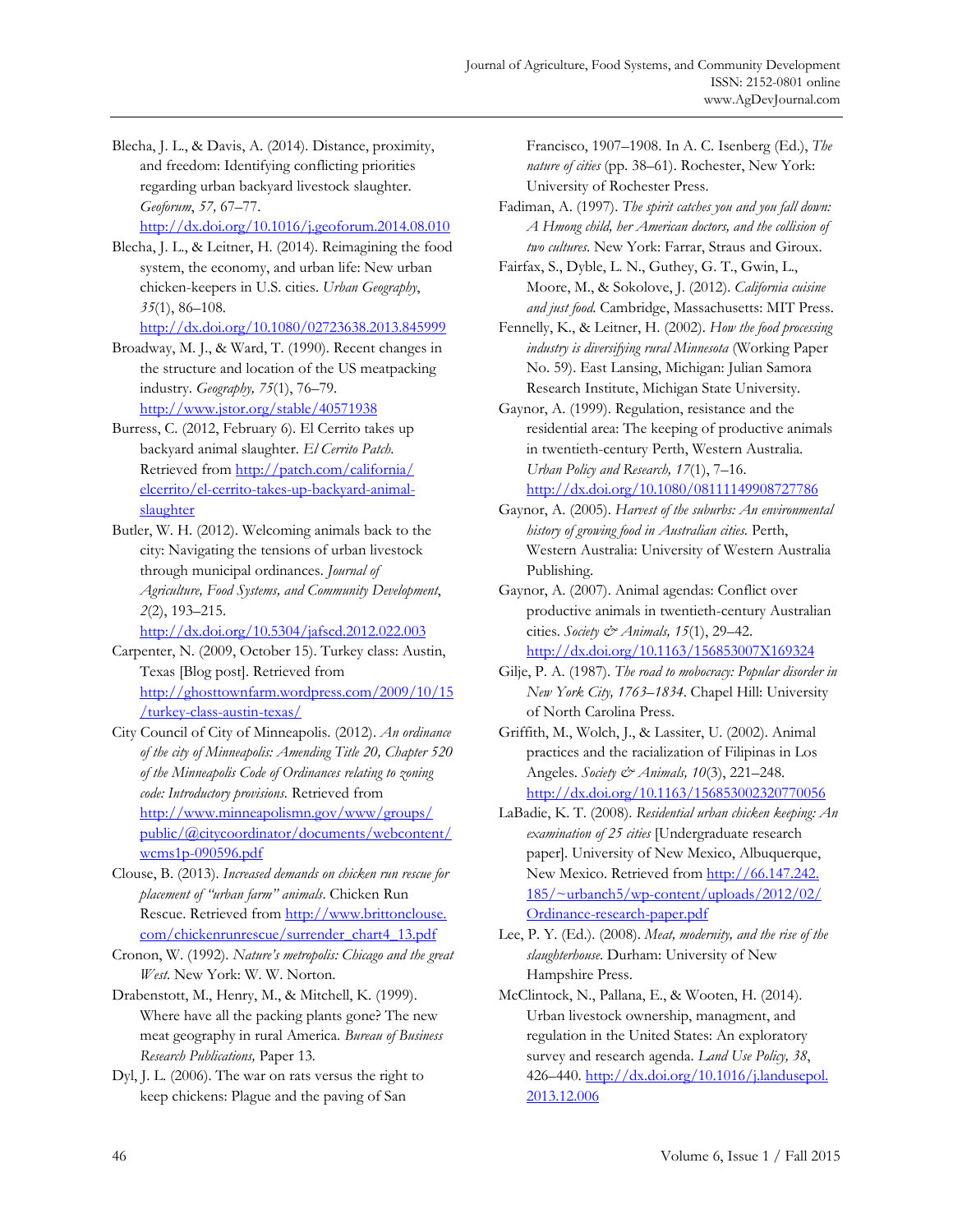Blecha, J. L., & Davis, A. (2014). Distance, proximity, and freedom: Identifying conflicting priorities regarding urban backyard livestock slaughter. *Geoforum*, *57,* 67–77. http://dx.doi.org/10.1016/j.geoforum.2014.08.010

Blecha, J. L., & Leitner, H. (2014). Reimagining the food system, the economy, and urban life: New urban chicken-keepers in U.S. cities. *Urban Geography*, *35*(1), 86–108. http://dx.doi.org/10.1080/02723638.2013.845999

Broadway, M. J., & Ward, T. (1990). Recent changes in the structure and location of the US meatpacking industry. *Geography, 75*(1), 76–79. http://www.jstor.org/stable/40571938

Burress, C. (2012, February 6). El Cerrito takes up backyard animal slaughter. *El Cerrito Patch.* Retrieved from http://patch.com/california/elcerrito/el-cerrito-takes-up-backyard-animal-slaughter

Butler, W. H. (2012). Welcoming animals back to the city: Navigating the tensions of urban livestock through municipal ordinances. *Journal of Agriculture, Food Systems, and Community Development*, *2*(2), 193–215. http://dx.doi.org/10.5304/jafscd.2012.022.003

Carpenter, N. (2009, October 15). Turkey class: Austin, Texas [Blog post]. Retrieved from http://ghosttownfarm.wordpress.com/2009/10/15/turkey-class-austin-texas/

City Council of City of Minneapolis. (2012). *An ordinance of the city of Minneapolis: Amending Title 20, Chapter 520 of the Minneapolis Code of Ordinances relating to zoning code: Introductory provisions.* Retrieved from http://www.minneapolismn.gov/www/groups/public/@citycoordinator/documents/webcontent/wcms1p-090596.pdf

Clouse, B. (2013). *Increased demands on chicken run rescue for placement of "urban farm" animals*. Chicken Run Rescue. Retrieved from http://www.brittonclouse.com/chickenrunrescue/surrender_chart4_13.pdf

Cronon, W. (1992). *Nature's metropolis: Chicago and the great West*. New York: W. W. Norton.

Drabenstott, M., Henry, M., & Mitchell, K. (1999). Where have all the packing plants gone? The new meat geography in rural America. *Bureau of Business Research Publications,* Paper 13.

Dyl, J. L. (2006). The war on rats versus the right to keep chickens: Plague and the paving of San Francisco, 1907–1908. In A. C. Isenberg (Ed.), *The nature of cities* (pp. 38–61). Rochester, New York: University of Rochester Press.

Fadiman, A. (1997). *The spirit catches you and you fall down: A Hmong child, her American doctors, and the collision of two cultures.* New York: Farrar, Straus and Giroux.

Fairfax, S., Dyble, L. N., Guthey, G. T., Gwin, L., Moore, M., & Sokolove, J. (2012). *California cuisine and just food.* Cambridge, Massachusetts: MIT Press.

Fennelly, K., & Leitner, H. (2002). *How the food processing industry is diversifying rural Minnesota* (Working Paper No. 59). East Lansing, Michigan: Julian Samora Research Institute, Michigan State University.

Gaynor, A. (1999). Regulation, resistance and the residential area: The keeping of productive animals in twentieth-century Perth, Western Australia. *Urban Policy and Research, 17*(1), 7–16. http://dx.doi.org/10.1080/08111149908727786

Gaynor, A. (2005). *Harvest of the suburbs: An environmental history of growing food in Australian cities.* Perth, Western Australia: University of Western Australia Publishing.

Gaynor, A. (2007). Animal agendas: Conflict over productive animals in twentieth-century Australian cities. *Society & Animals, 15*(1), 29–42. http://dx.doi.org/10.1163/156853007X169324

Gilje, P. A. (1987). *The road to mobocracy: Popular disorder in New York City, 1763–1834*. Chapel Hill: University of North Carolina Press.

Griffith, M., Wolch, J., & Lassiter, U. (2002). Animal practices and the racialization of Filipinas in Los Angeles. *Society & Animals, 10*(3), 221–248. http://dx.doi.org/10.1163/156853002320770056

LaBadie, K. T. (2008). *Residential urban chicken keeping: An examination of 25 cities* [Undergraduate research paper]. University of New Mexico, Albuquerque, New Mexico. Retrieved from http://66.147.242.185/~urbanch5/wp-content/uploads/2012/02/Ordinance-research-paper.pdf

Lee, P. Y. (Ed.). (2008). *Meat, modernity, and the rise of the slaughterhouse*. Durham: University of New Hampshire Press.

McClintock, N., Pallana, E., & Wooten, H. (2014). Urban livestock ownership, managment, and regulation in the United States: An exploratory survey and research agenda. *Land Use Policy, 38*, 426–440. http://dx.doi.org/10.1016/j.landusepol.2013.12.006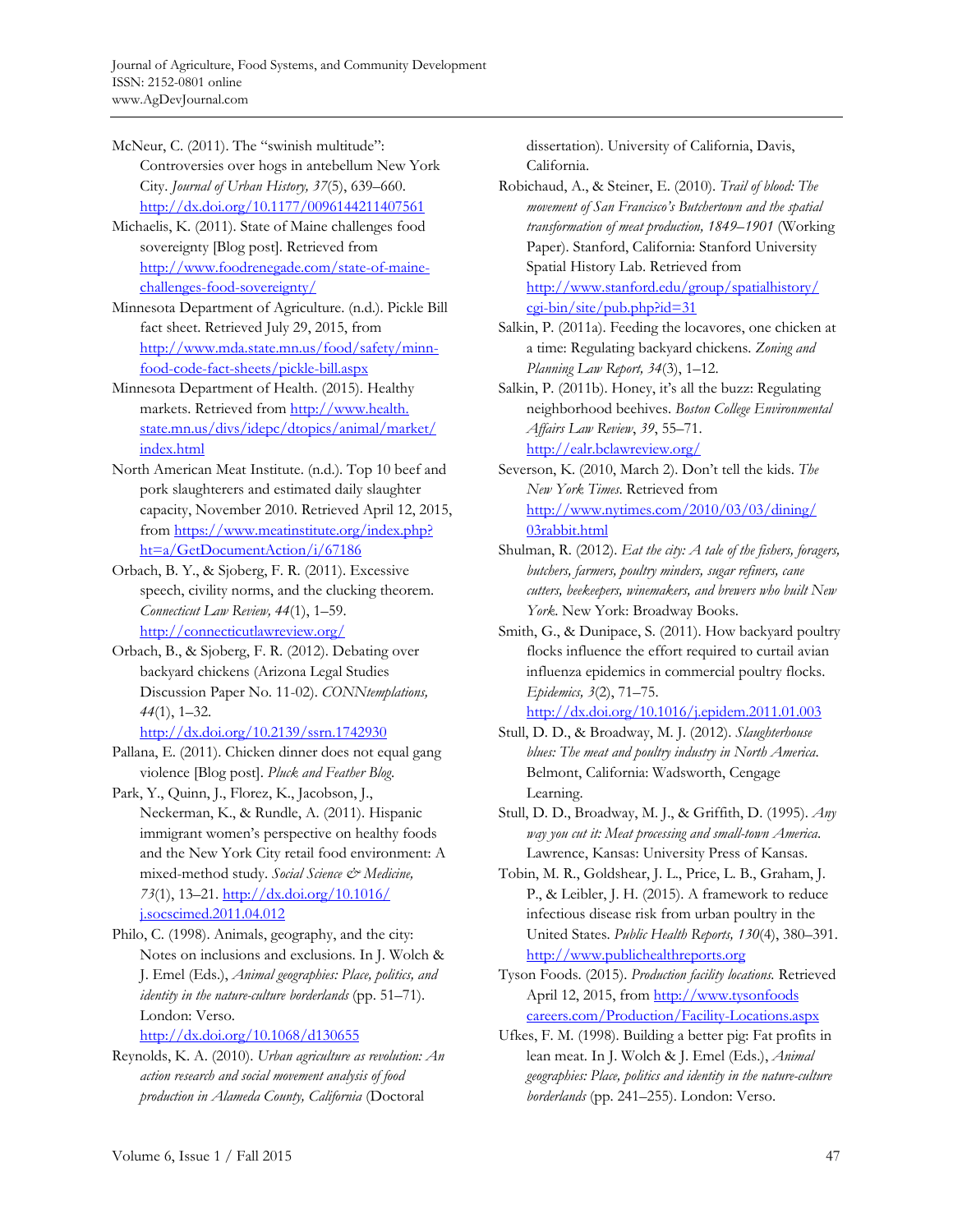McNeur, C. (2011). The "swinish multitude": Controversies over hogs in antebellum New York City. *Journal of Urban History, 37*(5), 639–660. http://dx.doi.org/10.1177/0096144211407561

Michaelis, K. (2011). State of Maine challenges food sovereignty [Blog post]. Retrieved from http://www.foodrenegade.com/state-of-maine-challenges-food-sovereignty/

Minnesota Department of Agriculture. (n.d.). Pickle Bill fact sheet. Retrieved July 29, 2015, from http://www.mda.state.mn.us/food/safety/minn-food-code-fact-sheets/pickle-bill.aspx

Minnesota Department of Health. (2015). Healthy markets. Retrieved from http://www.health.state.mn.us/divs/idepc/dtopics/animal/market/index.html

North American Meat Institute. (n.d.). Top 10 beef and pork slaughterers and estimated daily slaughter capacity, November 2010. Retrieved April 12, 2015, from https://www.meatinstitute.org/index.php?ht=a/GetDocumentAction/i/67186

Orbach, B. Y., & Sjoberg, F. R. (2011). Excessive speech, civility norms, and the clucking theorem. *Connecticut Law Review, 44*(1), 1–59. http://connecticutlawreview.org/

Orbach, B., & Sjoberg, F. R. (2012). Debating over backyard chickens (Arizona Legal Studies Discussion Paper No. 11-02). *CONNtemplations, 44*(1), 1–32. http://dx.doi.org/10.2139/ssrn.1742930

Pallana, E. (2011). Chicken dinner does not equal gang violence [Blog post]. *Pluck and Feather Blog.*

Park, Y., Quinn, J., Florez, K., Jacobson, J., Neckerman, K., & Rundle, A. (2011). Hispanic immigrant women's perspective on healthy foods and the New York City retail food environment: A mixed-method study. *Social Science & Medicine, 73*(1), 13–21. http://dx.doi.org/10.1016/j.socscimed.2011.04.012

Philo, C. (1998). Animals, geography, and the city: Notes on inclusions and exclusions. In J. Wolch & J. Emel (Eds.), *Animal geographies: Place, politics, and identity in the nature-culture borderlands* (pp. 51–71). London: Verso. http://dx.doi.org/10.1068/d130655

Reynolds, K. A. (2010). *Urban agriculture as revolution: An action research and social movement analysis of food production in Alameda County, California* (Doctoral dissertation). University of California, Davis, California.

Robichaud, A., & Steiner, E. (2010). *Trail of blood: The movement of San Francisco's Butchertown and the spatial transformation of meat production, 1849–1901* (Working Paper). Stanford, California: Stanford University Spatial History Lab. Retrieved from http://www.stanford.edu/group/spatialhistory/cgi-bin/site/pub.php?id=31

Salkin, P. (2011a). Feeding the locavores, one chicken at a time: Regulating backyard chickens. *Zoning and Planning Law Report, 34*(3), 1–12.

Salkin, P. (2011b). Honey, it's all the buzz: Regulating neighborhood beehives. *Boston College Environmental Affairs Law Review*, *39*, 55–71. http://ealr.bclawreview.org/

Severson, K. (2010, March 2). Don't tell the kids. *The New York Times*. Retrieved from http://www.nytimes.com/2010/03/03/dining/03rabbit.html

Shulman, R. (2012). *Eat the city: A tale of the fishers, foragers, butchers, farmers, poultry minders, sugar refiners, cane cutters, beekeepers, winemakers, and brewers who built New York*. New York: Broadway Books.

Smith, G., & Dunipace, S. (2011). How backyard poultry flocks influence the effort required to curtail avian influenza epidemics in commercial poultry flocks. *Epidemics, 3*(2), 71–75. http://dx.doi.org/10.1016/j.epidem.2011.01.003

Stull, D. D., & Broadway, M. J. (2012). *Slaughterhouse blues: The meat and poultry industry in North America.* Belmont, California: Wadsworth, Cengage Learning.

Stull, D. D., Broadway, M. J., & Griffith, D. (1995). *Any way you cut it: Meat processing and small-town America.* Lawrence, Kansas: University Press of Kansas.

Tobin, M. R., Goldshear, J. L., Price, L. B., Graham, J. P., & Leibler, J. H. (2015). A framework to reduce infectious disease risk from urban poultry in the United States. *Public Health Reports, 130*(4), 380–391. http://www.publichealthreports.org

Tyson Foods. (2015). *Production facility locations.* Retrieved April 12, 2015, from http://www.tysonfoodscareers.com/Production/Facility-Locations.aspx

Ufkes, F. M. (1998). Building a better pig: Fat profits in lean meat. In J. Wolch & J. Emel (Eds.), *Animal geographies: Place, politics and identity in the nature-culture borderlands* (pp. 241–255). London: Verso.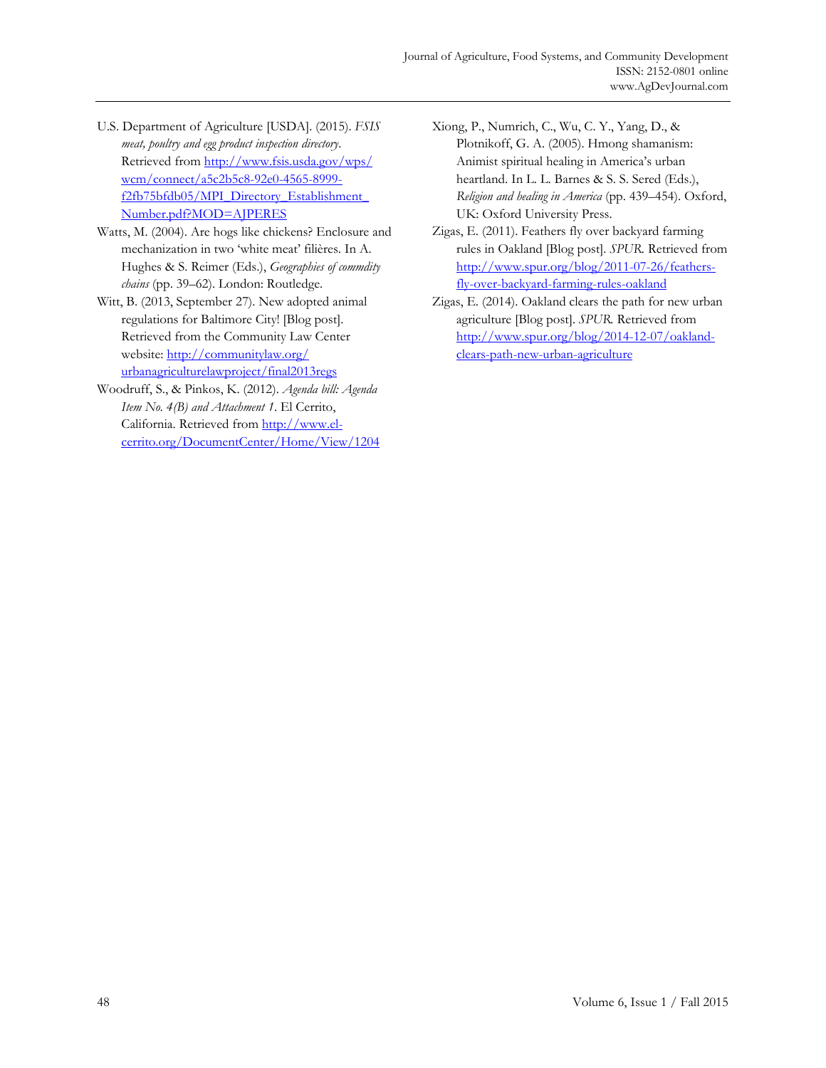U.S. Department of Agriculture [USDA]. (2015). *FSIS meat, poultry and egg product inspection directory*. Retrieved from http://www.fsis.usda.gov/wps/wcm/connect/a5c2b5c8-92e0-4565-8999-f2fb75bfdb05/MPI_Directory_Establishment_Number.pdf?MOD=AJPERES

Watts, M. (2004). Are hogs like chickens? Enclosure and mechanization in two 'white meat' filières. In A. Hughes & S. Reimer (Eds.), *Geographies of commdity chains* (pp. 39–62). London: Routledge.

Witt, B. (2013, September 27). New adopted animal regulations for Baltimore City! [Blog post]. Retrieved from the Community Law Center website: http://communitylaw.org/urbanagriculturelawproject/final2013regs

Woodruff, S., & Pinkos, K. (2012). *Agenda bill: Agenda Item No. 4(B) and Attachment 1*. El Cerrito, California. Retrieved from http://www.el-cerrito.org/DocumentCenter/Home/View/1204

Xiong, P., Numrich, C., Wu, C. Y., Yang, D., & Plotnikoff, G. A. (2005). Hmong shamanism: Animist spiritual healing in America's urban heartland. In L. L. Barnes & S. S. Sered (Eds.), *Religion and healing in America* (pp. 439–454). Oxford, UK: Oxford University Press.

Zigas, E. (2011). Feathers fly over backyard farming rules in Oakland [Blog post]. *SPUR*. Retrieved from http://www.spur.org/blog/2011-07-26/feathers-fly-over-backyard-farming-rules-oakland

Zigas, E. (2014). Oakland clears the path for new urban agriculture [Blog post]. *SPUR*. Retrieved from http://www.spur.org/blog/2014-12-07/oakland-clears-path-new-urban-agriculture